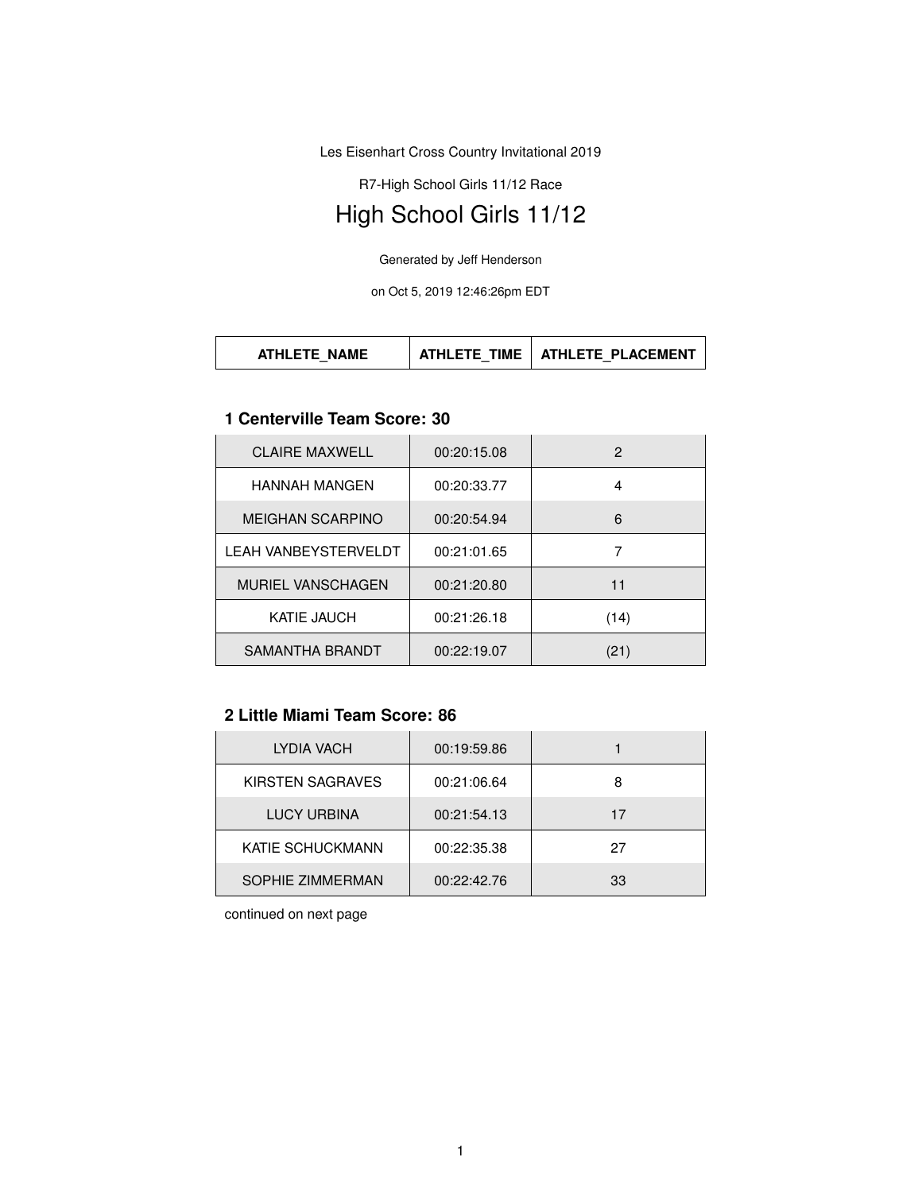Les Eisenhart Cross Country Invitational 2019

R7-High School Girls 11/12 Race

# High School Girls 11/12

Generated by Jeff Henderson

on Oct 5, 2019 12:46:26pm EDT

| ATHLETE_NAME | ATHLETE_TIME | ATHLETE_PLACEMENT |
|---|---|---|

### 1 Centerville Team Score: 30

| ATHLETE_NAME | ATHLETE_TIME | ATHLETE_PLACEMENT |
|---|---|---|
| CLAIRE MAXWELL | 00:20:15.08 | 2 |
| HANNAH MANGEN | 00:20:33.77 | 4 |
| MEIGHAN SCARPINO | 00:20:54.94 | 6 |
| LEAH VANBEYSTERVELDT | 00:21:01.65 | 7 |
| MURIEL VANSCHAGEN | 00:21:20.80 | 11 |
| KATIE JAUCH | 00:21:26.18 | (14) |
| SAMANTHA BRANDT | 00:22:19.07 | (21) |

### 2 Little Miami Team Score: 86

| ATHLETE_NAME | ATHLETE_TIME | ATHLETE_PLACEMENT |
|---|---|---|
| LYDIA VACH | 00:19:59.86 | 1 |
| KIRSTEN SAGRAVES | 00:21:06.64 | 8 |
| LUCY URBINA | 00:21:54.13 | 17 |
| KATIE SCHUCKMANN | 00:22:35.38 | 27 |
| SOPHIE ZIMMERMAN | 00:22:42.76 | 33 |

continued on next page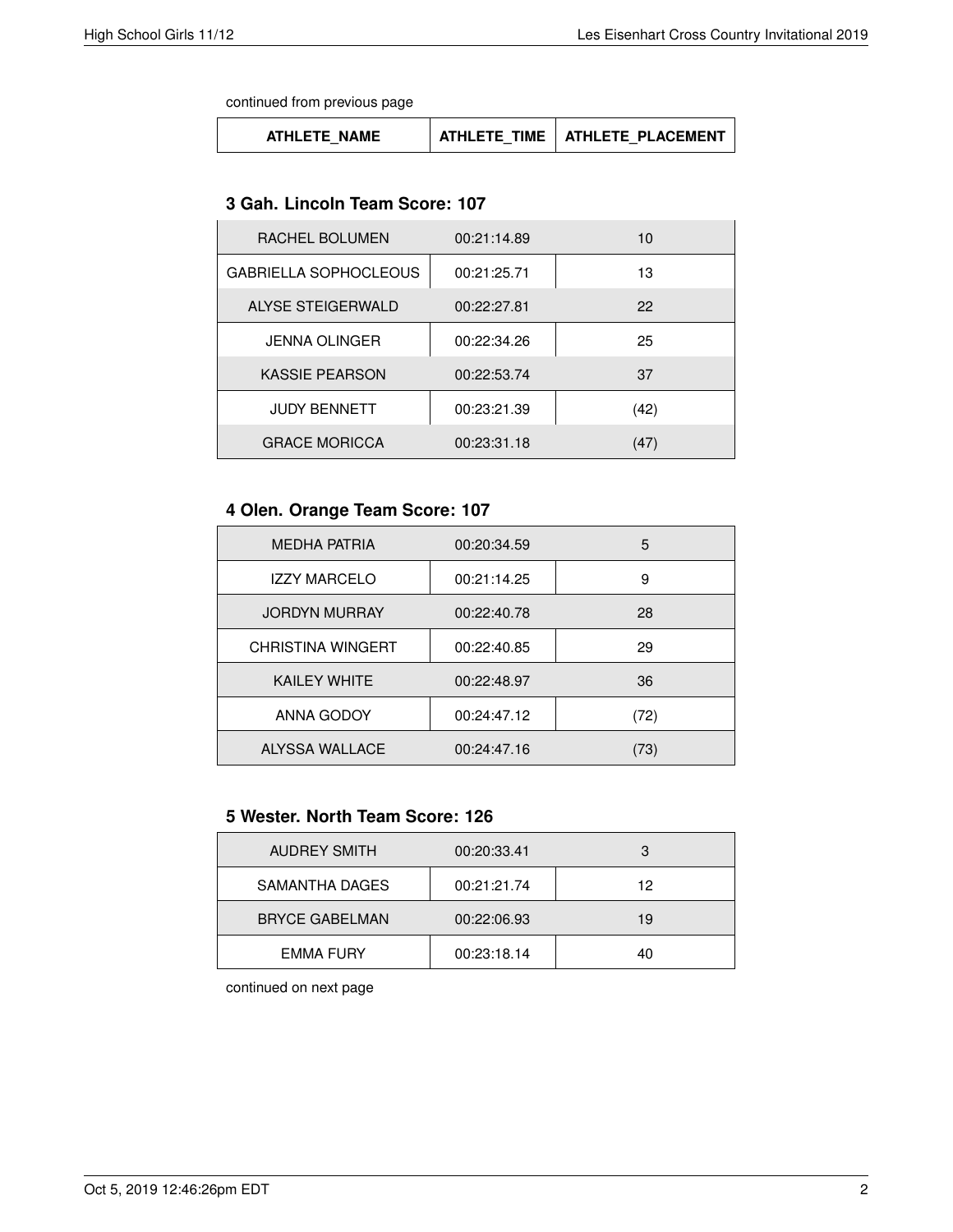continued from previous page

| ATHLETE_NAME | ATHLETE_TIME | ATHLETE_PLACEMENT |
|---|---|---|

### 3 Gah. Lincoln Team Score: 107

| ATHLETE_NAME | ATHLETE_TIME | ATHLETE_PLACEMENT |
|---|---|---|
| RACHEL BOLUMEN | 00:21:14.89 | 10 |
| GABRIELLA SOPHOCLEOUS | 00:21:25.71 | 13 |
| ALYSE STEIGERWALD | 00:22:27.81 | 22 |
| JENNA OLINGER | 00:22:34.26 | 25 |
| KASSIE PEARSON | 00:22:53.74 | 37 |
| JUDY BENNETT | 00:23:21.39 | (42) |
| GRACE MORICCA | 00:23:31.18 | (47) |

### 4 Olen. Orange Team Score: 107

| ATHLETE_NAME | ATHLETE_TIME | ATHLETE_PLACEMENT |
|---|---|---|
| MEDHA PATRIA | 00:20:34.59 | 5 |
| IZZY MARCELO | 00:21:14.25 | 9 |
| JORDYN MURRAY | 00:22:40.78 | 28 |
| CHRISTINA WINGERT | 00:22:40.85 | 29 |
| KAILEY WHITE | 00:22:48.97 | 36 |
| ANNA GODOY | 00:24:47.12 | (72) |
| ALYSSA WALLACE | 00:24:47.16 | (73) |

### 5 Wester. North Team Score: 126

| ATHLETE_NAME | ATHLETE_TIME | ATHLETE_PLACEMENT |
|---|---|---|
| AUDREY SMITH | 00:20:33.41 | 3 |
| SAMANTHA DAGES | 00:21:21.74 | 12 |
| BRYCE GABELMAN | 00:22:06.93 | 19 |
| EMMA FURY | 00:23:18.14 | 40 |

continued on next page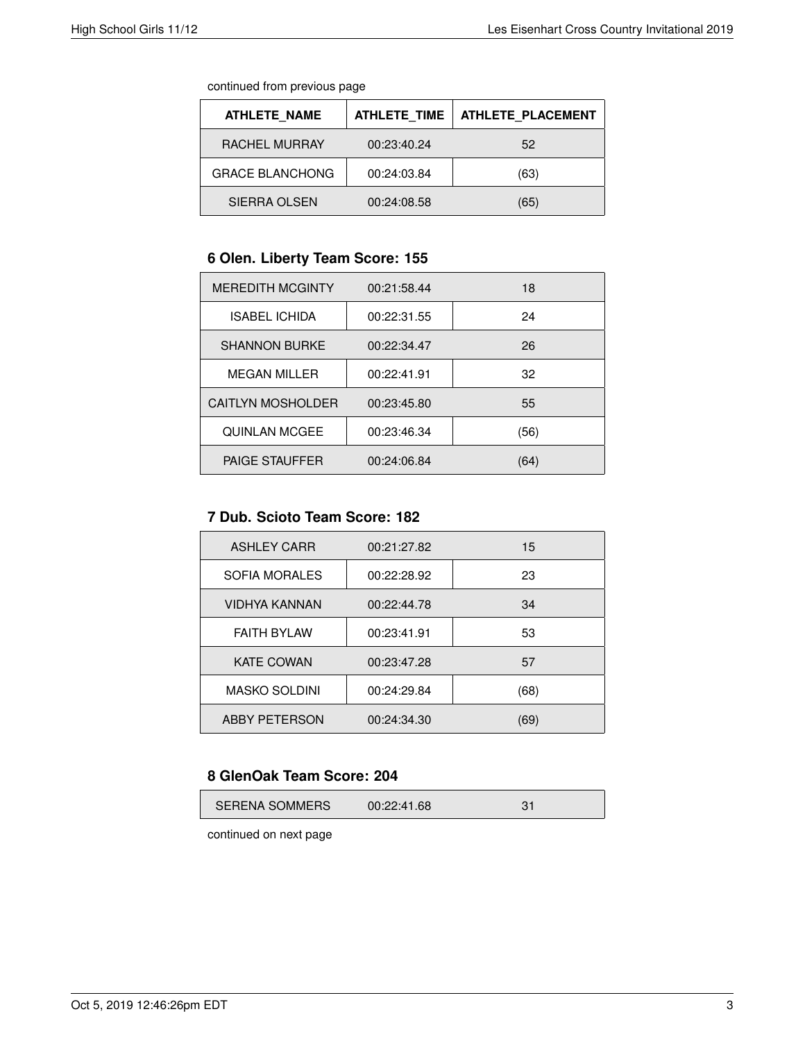continued from previous page

| ATHLETE_NAME | ATHLETE_TIME | ATHLETE_PLACEMENT |
|---|---|---|
| RACHEL MURRAY | 00:23:40.24 | 52 |
| GRACE BLANCHONG | 00:24:03.84 | (63) |
| SIERRA OLSEN | 00:24:08.58 | (65) |

### 6 Olen. Liberty Team Score: 155

| ATHLETE_NAME | ATHLETE_TIME | ATHLETE_PLACEMENT |
|---|---|---|
| MEREDITH MCGINTY | 00:21:58.44 | 18 |
| ISABEL ICHIDA | 00:22:31.55 | 24 |
| SHANNON BURKE | 00:22:34.47 | 26 |
| MEGAN MILLER | 00:22:41.91 | 32 |
| CAITLYN MOSHOLDER | 00:23:45.80 | 55 |
| QUINLAN MCGEE | 00:23:46.34 | (56) |
| PAIGE STAUFFER | 00:24:06.84 | (64) |

### 7 Dub. Scioto Team Score: 182

| ATHLETE_NAME | ATHLETE_TIME | ATHLETE_PLACEMENT |
|---|---|---|
| ASHLEY CARR | 00:21:27.82 | 15 |
| SOFIA MORALES | 00:22:28.92 | 23 |
| VIDHYA KANNAN | 00:22:44.78 | 34 |
| FAITH BYLAW | 00:23:41.91 | 53 |
| KATE COWAN | 00:23:47.28 | 57 |
| MASKO SOLDINI | 00:24:29.84 | (68) |
| ABBY PETERSON | 00:24:34.30 | (69) |

### 8 GlenOak Team Score: 204

| ATHLETE_NAME | ATHLETE_TIME | ATHLETE_PLACEMENT |
|---|---|---|
| SERENA SOMMERS | 00:22:41.68 | 31 |

continued on next page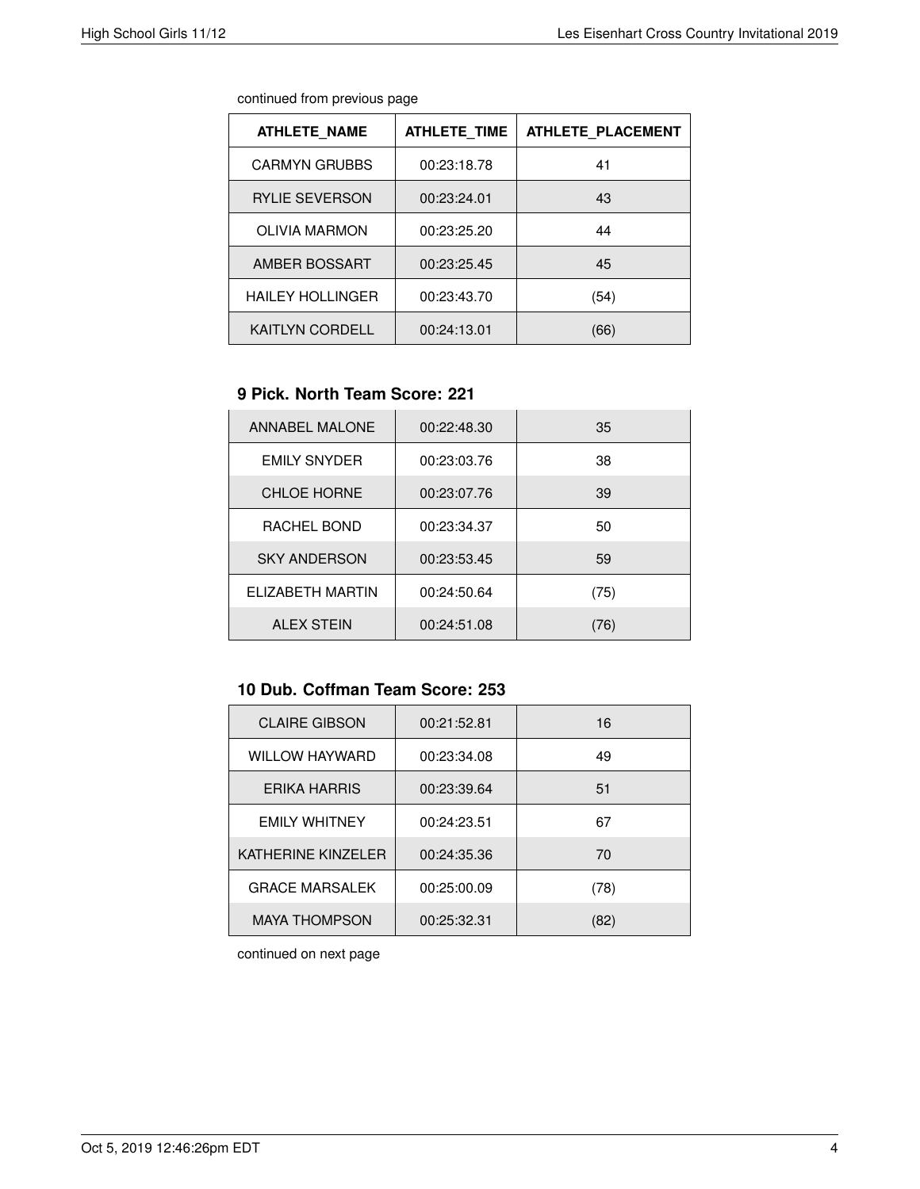continued from previous page

| ATHLETE_NAME | ATHLETE_TIME | ATHLETE_PLACEMENT |
|---|---|---|
| CARMYN GRUBBS | 00:23:18.78 | 41 |
| RYLIE SEVERSON | 00:23:24.01 | 43 |
| OLIVIA MARMON | 00:23:25.20 | 44 |
| AMBER BOSSART | 00:23:25.45 | 45 |
| HAILEY HOLLINGER | 00:23:43.70 | (54) |
| KAITLYN CORDELL | 00:24:13.01 | (66) |

### 9 Pick. North Team Score: 221

| ATHLETE_NAME | ATHLETE_TIME | ATHLETE_PLACEMENT |
|---|---|---|
| ANNABEL MALONE | 00:22:48.30 | 35 |
| EMILY SNYDER | 00:23:03.76 | 38 |
| CHLOE HORNE | 00:23:07.76 | 39 |
| RACHEL BOND | 00:23:34.37 | 50 |
| SKY ANDERSON | 00:23:53.45 | 59 |
| ELIZABETH MARTIN | 00:24:50.64 | (75) |
| ALEX STEIN | 00:24:51.08 | (76) |

### 10 Dub. Coffman Team Score: 253

| ATHLETE_NAME | ATHLETE_TIME | ATHLETE_PLACEMENT |
|---|---|---|
| CLAIRE GIBSON | 00:21:52.81 | 16 |
| WILLOW HAYWARD | 00:23:34.08 | 49 |
| ERIKA HARRIS | 00:23:39.64 | 51 |
| EMILY WHITNEY | 00:24:23.51 | 67 |
| KATHERINE KINZELER | 00:24:35.36 | 70 |
| GRACE MARSALEK | 00:25:00.09 | (78) |
| MAYA THOMPSON | 00:25:32.31 | (82) |

continued on next page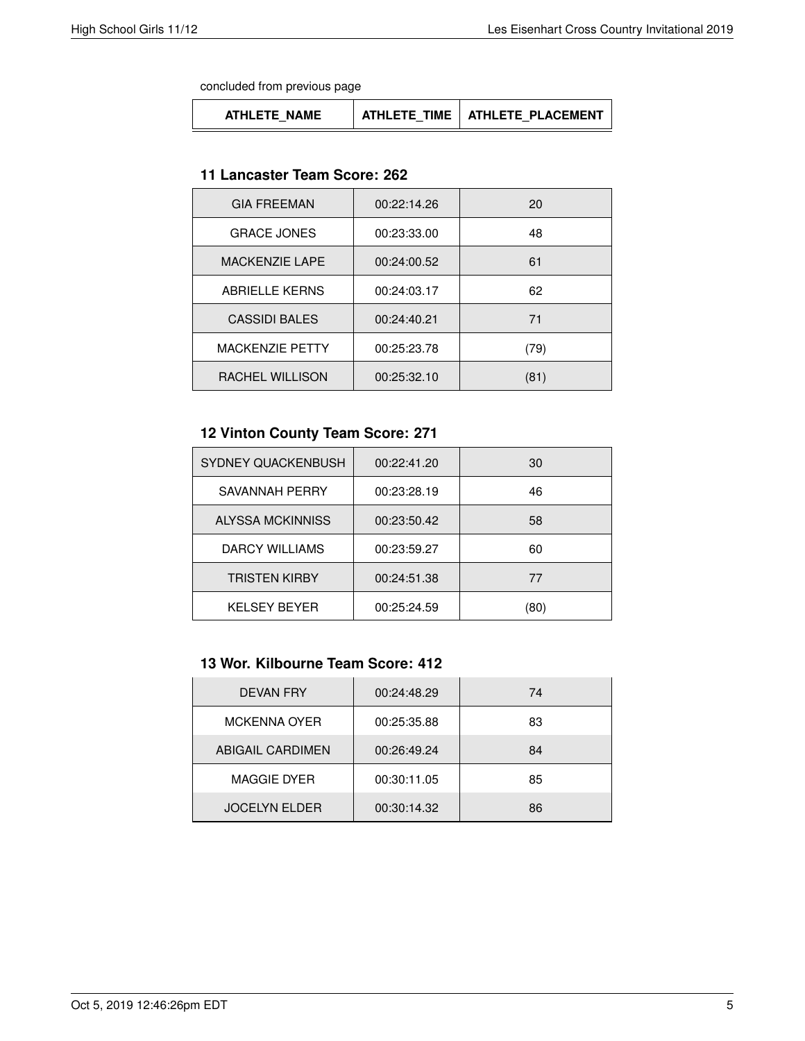concluded from previous page

| ATHLETE_NAME | ATHLETE_TIME | ATHLETE_PLACEMENT |
|---|---|---|

### 11 Lancaster Team Score: 262

| | | |
|---|---|---|
| GIA FREEMAN | 00:22:14.26 | 20 |
| GRACE JONES | 00:23:33.00 | 48 |
| MACKENZIE LAPE | 00:24:00.52 | 61 |
| ABRIELLE KERNS | 00:24:03.17 | 62 |
| CASSIDI BALES | 00:24:40.21 | 71 |
| MACKENZIE PETTY | 00:25:23.78 | (79) |
| RACHEL WILLISON | 00:25:32.10 | (81) |

### 12 Vinton County Team Score: 271

| | | |
|---|---|---|
| SYDNEY QUACKENBUSH | 00:22:41.20 | 30 |
| SAVANNAH PERRY | 00:23:28.19 | 46 |
| ALYSSA MCKINNISS | 00:23:50.42 | 58 |
| DARCY WILLIAMS | 00:23:59.27 | 60 |
| TRISTEN KIRBY | 00:24:51.38 | 77 |
| KELSEY BEYER | 00:25:24.59 | (80) |

### 13 Wor. Kilbourne Team Score: 412

| | | |
|---|---|---|
| DEVAN FRY | 00:24:48.29 | 74 |
| MCKENNA OYER | 00:25:35.88 | 83 |
| ABIGAIL CARDIMEN | 00:26:49.24 | 84 |
| MAGGIE DYER | 00:30:11.05 | 85 |
| JOCELYN ELDER | 00:30:14.32 | 86 |